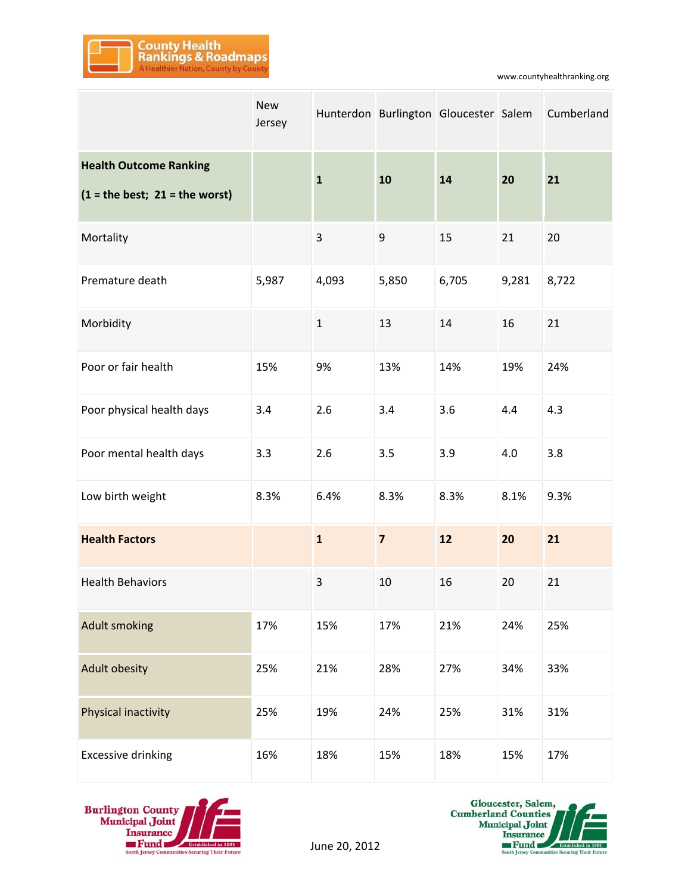County Health Rankings & Roadmaps
A Healthier Nation, County by County

www.countyhealthranking.org

| | New Jersey | Hunterdon | Burlington | Gloucester | Salem | Cumberland |
|---|---|---|---|---|---|---|
| **Health Outcome Ranking (1 = the best; 21 = the worst)** | | **1** | **10** | **14** | **20** | **21** |
| Mortality | | 3 | 9 | 15 | 21 | 20 |
| Premature death | 5,987 | 4,093 | 5,850 | 6,705 | 9,281 | 8,722 |
| Morbidity | | 1 | 13 | 14 | 16 | 21 |
| Poor or fair health | 15% | 9% | 13% | 14% | 19% | 24% |
| Poor physical health days | 3.4 | 2.6 | 3.4 | 3.6 | 4.4 | 4.3 |
| Poor mental health days | 3.3 | 2.6 | 3.5 | 3.9 | 4.0 | 3.8 |
| Low birth weight | 8.3% | 6.4% | 8.3% | 8.3% | 8.1% | 9.3% |
| **Health Factors** | | **1** | **7** | **12** | **20** | **21** |
| Health Behaviors | | 3 | 10 | 16 | 20 | 21 |
| Adult smoking | 17% | 15% | 17% | 21% | 24% | 25% |
| Adult obesity | 25% | 21% | 28% | 27% | 34% | 33% |
| Physical inactivity | 25% | 19% | 24% | 25% | 31% | 31% |
| Excessive drinking | 16% | 18% | 15% | 18% | 15% | 17% |

Burlington County Municipal Joint Insurance Fund — Established in 1991 — South Jersey Communities Securing Their Future

June 20, 2012

Gloucester, Salem, Cumberland Counties Municipal Joint Insurance Fund — Established in 1991 — South Jersey Communities Securing Their Future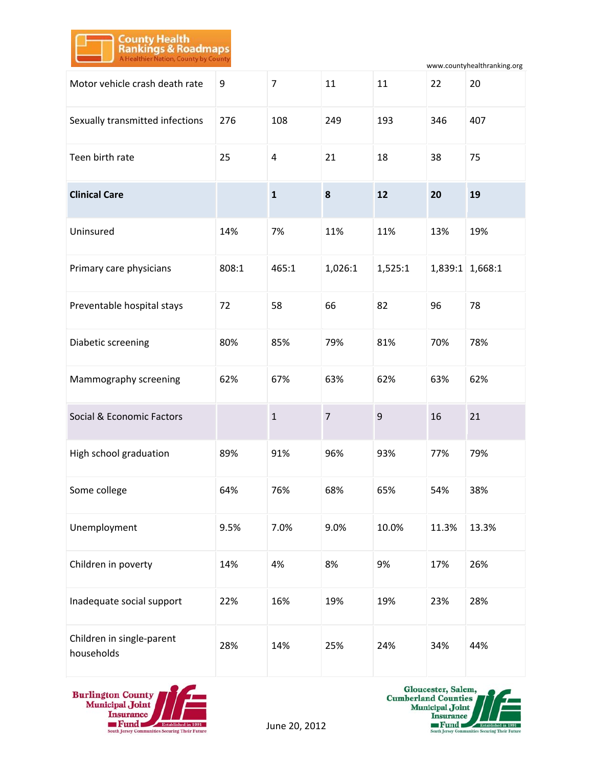| Motor vehicle crash death rate | 9 | 7 | 11 | 11 | 22 | 20 |
|---|---|---|---|---|---|---|
| Sexually transmitted infections | 276 | 108 | 249 | 193 | 346 | 407 |
| Teen birth rate | 25 | 4 | 21 | 18 | 38 | 75 |
| **Clinical Care** | | **1** | **8** | **12** | **20** | **19** |
| Uninsured | 14% | 7% | 11% | 11% | 13% | 19% |
| Primary care physicians | 808:1 | 465:1 | 1,026:1 | 1,525:1 | 1,839:1 | 1,668:1 |
| Preventable hospital stays | 72 | 58 | 66 | 82 | 96 | 78 |
| Diabetic screening | 80% | 85% | 79% | 81% | 70% | 78% |
| Mammography screening | 62% | 67% | 63% | 62% | 63% | 62% |
| Social & Economic Factors | | 1 | 7 | 9 | 16 | 21 |
| High school graduation | 89% | 91% | 96% | 93% | 77% | 79% |
| Some college | 64% | 76% | 68% | 65% | 54% | 38% |
| Unemployment | 9.5% | 7.0% | 9.0% | 10.0% | 11.3% | 13.3% |
| Children in poverty | 14% | 4% | 8% | 9% | 17% | 26% |
| Inadequate social support | 22% | 16% | 19% | 19% | 23% | 28% |
| Children in single-parent households | 28% | 14% | 25% | 24% | 34% | 44% |

June 20, 2012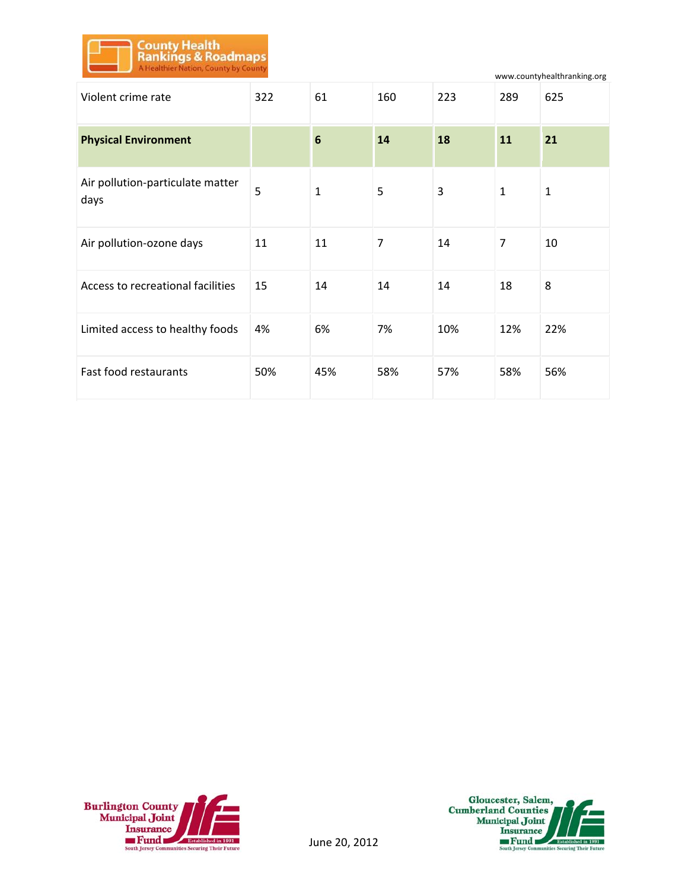| | | | | | | |
|---|---|---|---|---|---|---|
| Violent crime rate | 322 | 61 | 160 | 223 | 289 | 625 |
| **Physical Environment** | | **6** | **14** | **18** | **11** | **21** |
| Air pollution-particulate matter days | 5 | 1 | 5 | 3 | 1 | 1 |
| Air pollution-ozone days | 11 | 11 | 7 | 14 | 7 | 10 |
| Access to recreational facilities | 15 | 14 | 14 | 14 | 18 | 8 |
| Limited access to healthy foods | 4% | 6% | 7% | 10% | 12% | 22% |
| Fast food restaurants | 50% | 45% | 58% | 57% | 58% | 56% |